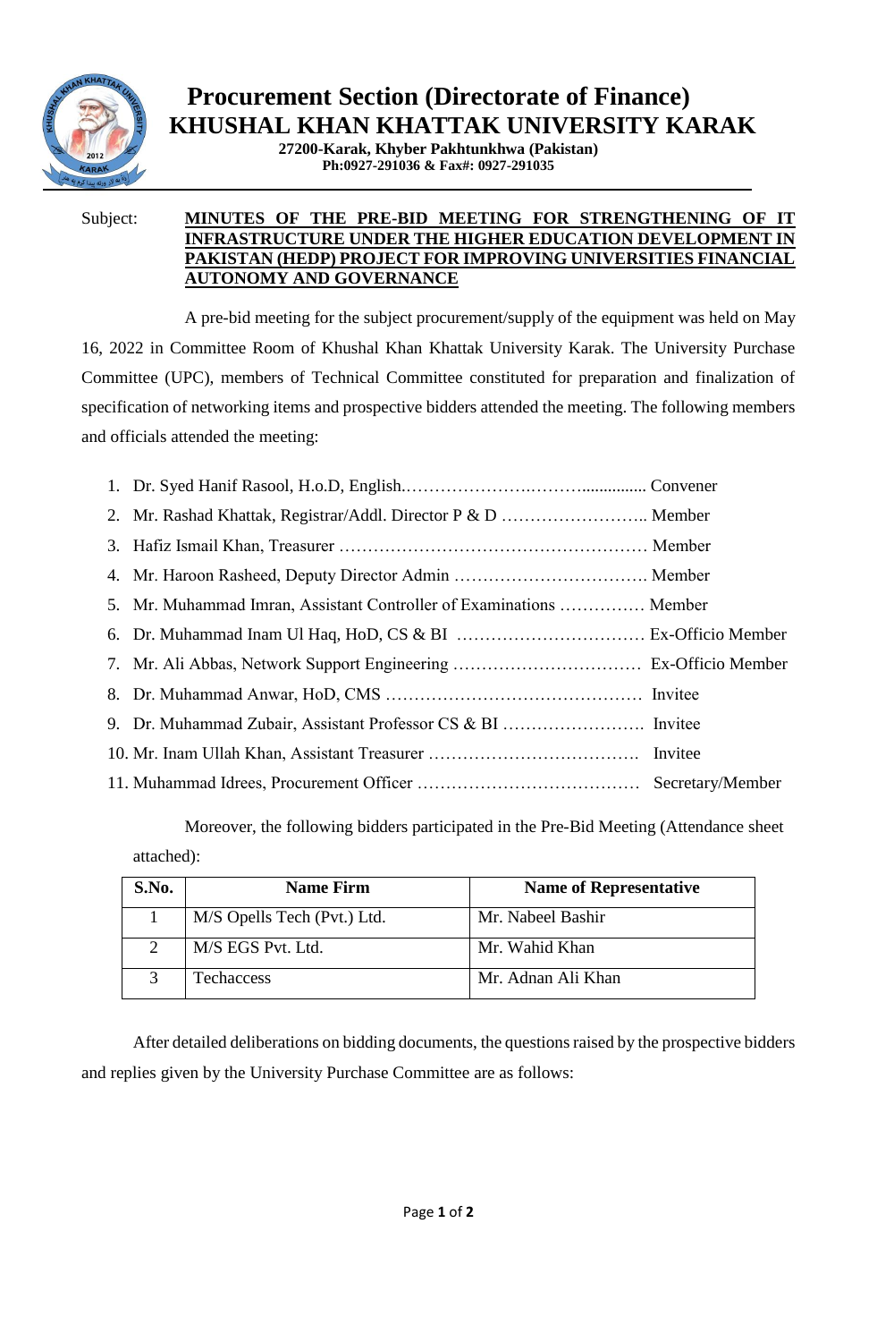# Procurement Section (Directorate of Finance)
# KHUSHAL KHAN KHATTAK UNIVERSITY KARAK

**27200-Karak, Khyber Pakhtunkhwa (Pakistan)**
**Ph:0927-291036 & Fax#: 0927-291035**

Subject: **MINUTES OF THE PRE-BID MEETING FOR STRENGTHENING OF IT INFRASTRUCTURE UNDER THE HIGHER EDUCATION DEVELOPMENT IN PAKISTAN (HEDP) PROJECT FOR IMPROVING UNIVERSITIES FINANCIAL AUTONOMY AND GOVERNANCE**

A pre-bid meeting for the subject procurement/supply of the equipment was held on May 16, 2022 in Committee Room of Khushal Khan Khattak University Karak. The University Purchase Committee (UPC), members of Technical Committee constituted for preparation and finalization of specification of networking items and prospective bidders attended the meeting. The following members and officials attended the meeting:

1. Dr. Syed Hanif Rasool, H.o.D, English.…………………….………............... Convener
2. Mr. Rashad Khattak, Registrar/Addl. Director P & D …………………….. Member
3. Hafiz Ismail Khan, Treasurer ……………………………………………… Member
4. Mr. Haroon Rasheed, Deputy Director Admin ……………………………. Member
5. Mr. Muhammad Imran, Assistant Controller of Examinations …………… Member
6. Dr. Muhammad Inam Ul Haq, HoD, CS & BI …………………………… Ex-Officio Member
7. Mr. Ali Abbas, Network Support Engineering …………………………… Ex-Officio Member
8. Dr. Muhammad Anwar, HoD, CMS ……………………………………… Invitee
9. Dr. Muhammad Zubair, Assistant Professor CS & BI ……………………. Invitee
10. Mr. Inam Ullah Khan, Assistant Treasurer ………………………………. Invitee
11. Muhammad Idrees, Procurement Officer ………………………………… Secretary/Member

Moreover, the following bidders participated in the Pre-Bid Meeting (Attendance sheet attached):

| S.No. | Name Firm | Name of Representative |
|---|---|---|
| 1 | M/S Opells Tech (Pvt.) Ltd. | Mr. Nabeel Bashir |
| 2 | M/S EGS Pvt. Ltd. | Mr. Wahid Khan |
| 3 | Techaccess | Mr. Adnan Ali Khan |

After detailed deliberations on bidding documents, the questions raised by the prospective bidders and replies given by the University Purchase Committee are as follows: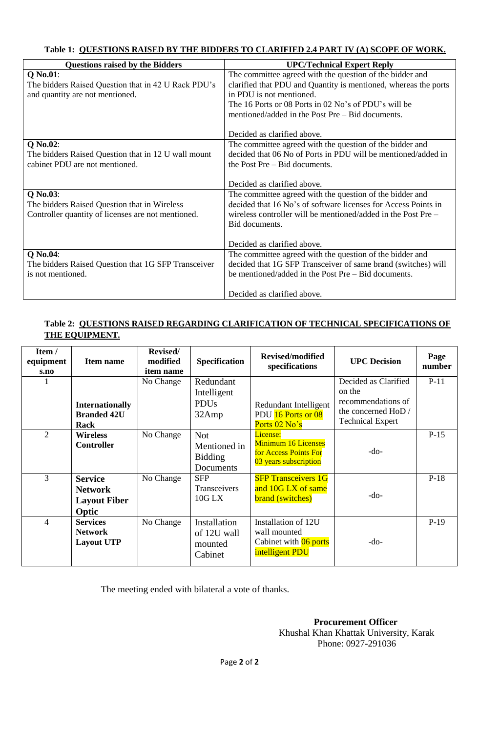**Table 1: QUESTIONS RAISED BY THE BIDDERS TO CLARIFIED 2.4 PART IV (A) SCOPE OF WORK.**

| Questions raised by the Bidders | UPC/Technical Expert Reply |
|---|---|
| **Q No.01**: The bidders Raised Question that in 42 U Rack PDU's and quantity are not mentioned. | The committee agreed with the question of the bidder and clarified that PDU and Quantity is mentioned, whereas the ports in PDU is not mentioned. The 16 Ports or 08 Ports in 02 No's of PDU's will be mentioned/added in the Post Pre – Bid documents. Decided as clarified above. |
| **Q No.02**: The bidders Raised Question that in 12 U wall mount cabinet PDU are not mentioned. | The committee agreed with the question of the bidder and decided that 06 No of Ports in PDU will be mentioned/added in the Post Pre – Bid documents. Decided as clarified above. |
| **Q No.03**: The bidders Raised Question that in Wireless Controller quantity of licenses are not mentioned. | The committee agreed with the question of the bidder and decided that 16 No's of software licenses for Access Points in wireless controller will be mentioned/added in the Post Pre – Bid documents. Decided as clarified above. |
| **Q No.04**: The bidders Raised Question that 1G SFP Transceiver is not mentioned. | The committee agreed with the question of the bidder and decided that 1G SFP Transceiver of same brand (switches) will be mentioned/added in the Post Pre – Bid documents. Decided as clarified above. |

**Table 2: QUESTIONS RAISED REGARDING CLARIFICATION OF TECHNICAL SPECIFICATIONS OF THE EQUIPMENT.**

| Item / equipment s.no | Item name | Revised/ modified item name | Specification | Revised/modified specifications | UPC Decision | Page number |
|---|---|---|---|---|---|---|
| 1 | **Internationally Branded 42U Rack** | No Change | Redundant Intelligent PDUs 32Amp | Redundant Intelligent PDU 16 Ports or 08 Ports 02 No's | Decided as Clarified on the recommendations of the concerned HoD / Technical Expert | P-11 |
| 2 | **Wireless Controller** | No Change | Not Mentioned in Bidding Documents | License: Minimum 16 Licenses for Access Points For 03 years subscription | -do- | P-15 |
| 3 | **Service Network Layout Fiber Optic** | No Change | SFP Transceivers 10G LX | SFP Transceivers 1G and 10G LX of same brand (switches) | -do- | P-18 |
| 4 | **Services Network Layout UTP** | No Change | Installation of 12U wall mounted Cabinet | Installation of 12U wall mounted Cabinet with 06 ports intelligent PDU | -do- | P-19 |

The meeting ended with bilateral a vote of thanks.

**Procurement Officer**
Khushal Khan Khattak University, Karak
Phone: 0927-291036